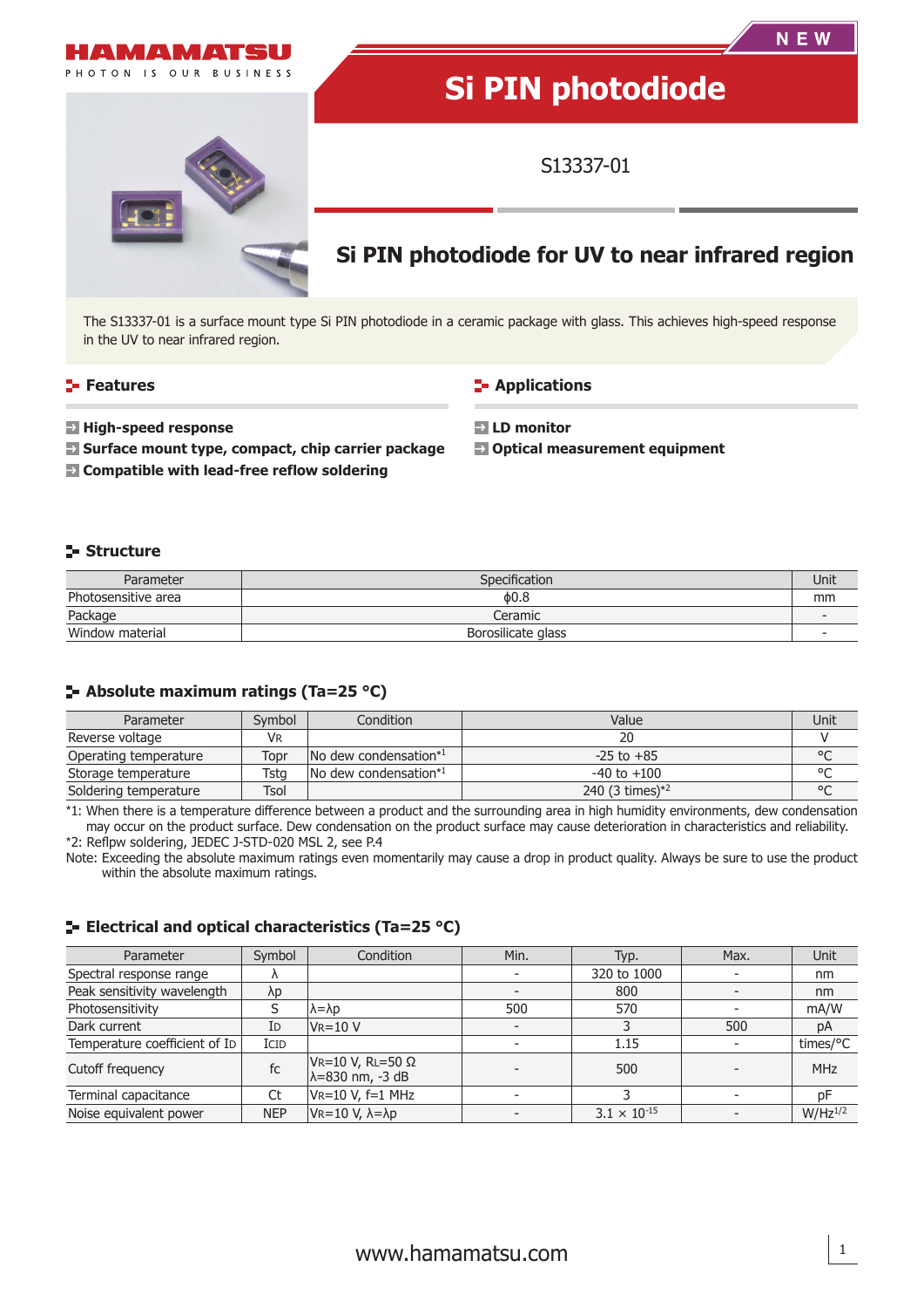HAMAMATSU

PHOTON IS OUR BUSINESS

NEW

# Si PIN photodiode

S13337-01

## Si PIN photodiode for UV to near infrared region

The S13337-01 is a surface mount type Si PIN photodiode in a ceramic package with glass. This achieves high-speed response in the UV to near infrared region.

### Features

- **High-speed response**
- **Surface mount type, compact, chip carrier package**
- **Compatible with lead-free reflow soldering**

### Applications

- **LD monitor**
- **Optical measurement equipment**

### Structure

| Parameter | Specification | Unit |
|---|---|---|
| Photosensitive area | ϕ0.8 | mm |
| Package | Ceramic | - |
| Window material | Borosilicate glass | - |

### Absolute maximum ratings (Ta=25 °C)

| Parameter | Symbol | Condition | Value | Unit |
|---|---|---|---|---|
| Reverse voltage | $V_R$ | | 20 | V |
| Operating temperature | Topr | No dew condensation*1 | -25 to +85 | °C |
| Storage temperature | Tstg | No dew condensation*1 | -40 to +100 | °C |
| Soldering temperature | Tsol | | 240 (3 times)*2 | °C |

*1: When there is a temperature difference between a product and the surrounding area in high humidity environments, dew condensation may occur on the product surface. Dew condensation on the product surface may cause deterioration in characteristics and reliability.
*2: Reflpw soldering, JEDEC J-STD-020 MSL 2, see P.4
Note: Exceeding the absolute maximum ratings even momentarily may cause a drop in product quality. Always be sure to use the product within the absolute maximum ratings.

### Electrical and optical characteristics (Ta=25 °C)

| Parameter | Symbol | Condition | Min. | Typ. | Max. | Unit |
|---|---|---|---|---|---|---|
| Spectral response range | λ | | - | 320 to 1000 | - | nm |
| Peak sensitivity wavelength | λp | | - | 800 | - | nm |
| Photosensitivity | S | λ=λp | 500 | 570 | - | mA/W |
| Dark current | $I_D$ | $V_R$=10 V | - | 3 | 500 | pA |
| Temperature coefficient of $I_D$ | $T_{CID}$ | | - | 1.15 | - | times/°C |
| Cutoff frequency | fc | $V_R$=10 V, $R_L$=50 Ω λ=830 nm, -3 dB | - | 500 | - | MHz |
| Terminal capacitance | Ct | $V_R$=10 V, f=1 MHz | - | 3 | - | pF |
| Noise equivalent power | NEP | $V_R$=10 V, λ=λp | - | $3.1 \times 10^{-15}$ | - | $W/Hz^{1/2}$ |

www.hamamatsu.com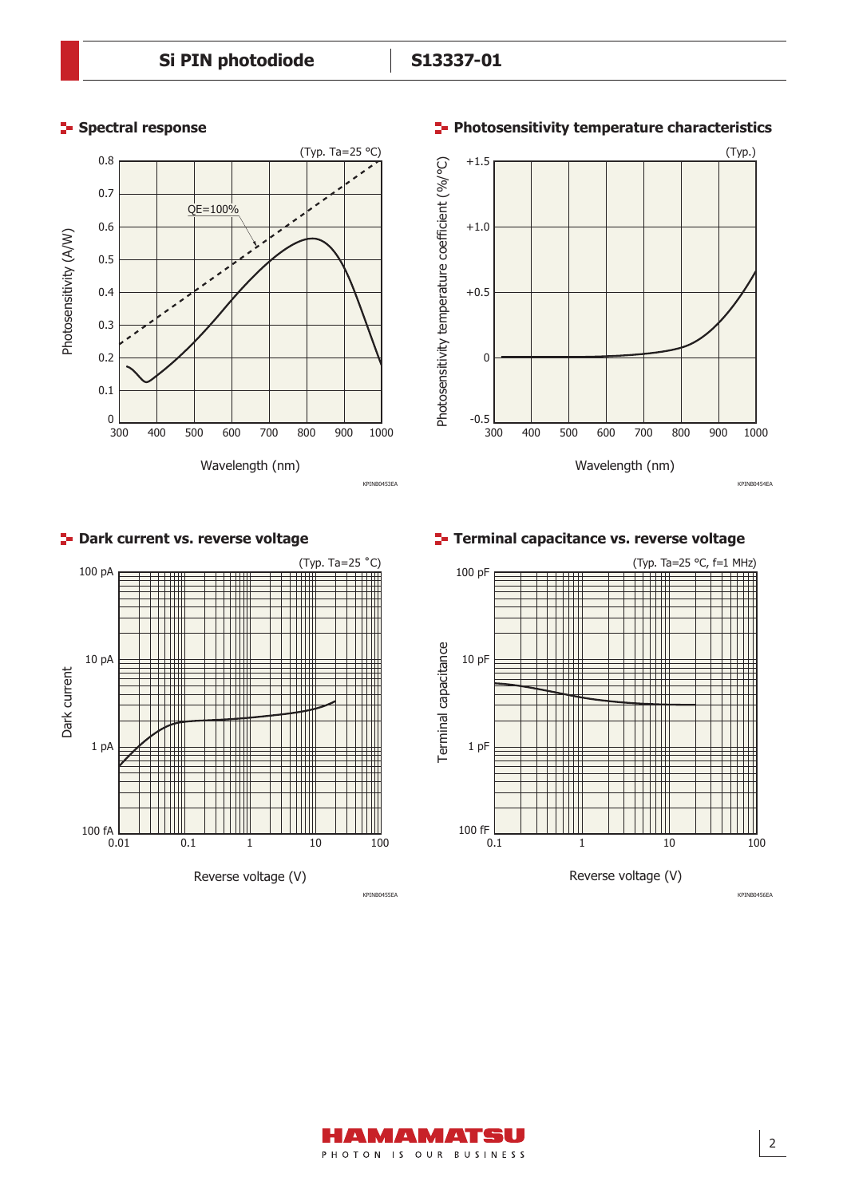## Spectral response

(Typ. Ta=25 °C)

Photosensitivity (A/W)

QE=100%

Wavelength (nm)

KPINB0453EA

## Photosensitivity temperature characteristics

(Typ.)

Photosensitivity temperature coefficient (%/°C)

Wavelength (nm)

KPINB0454EA

## Dark current vs. reverse voltage

(Typ. Ta=25 °C)

Dark current

Reverse voltage (V)

KPINB0455EA

## Terminal capacitance vs. reverse voltage

(Typ. Ta=25 °C, f=1 MHz)

Terminal capacitance

Reverse voltage (V)

KPINB0456EA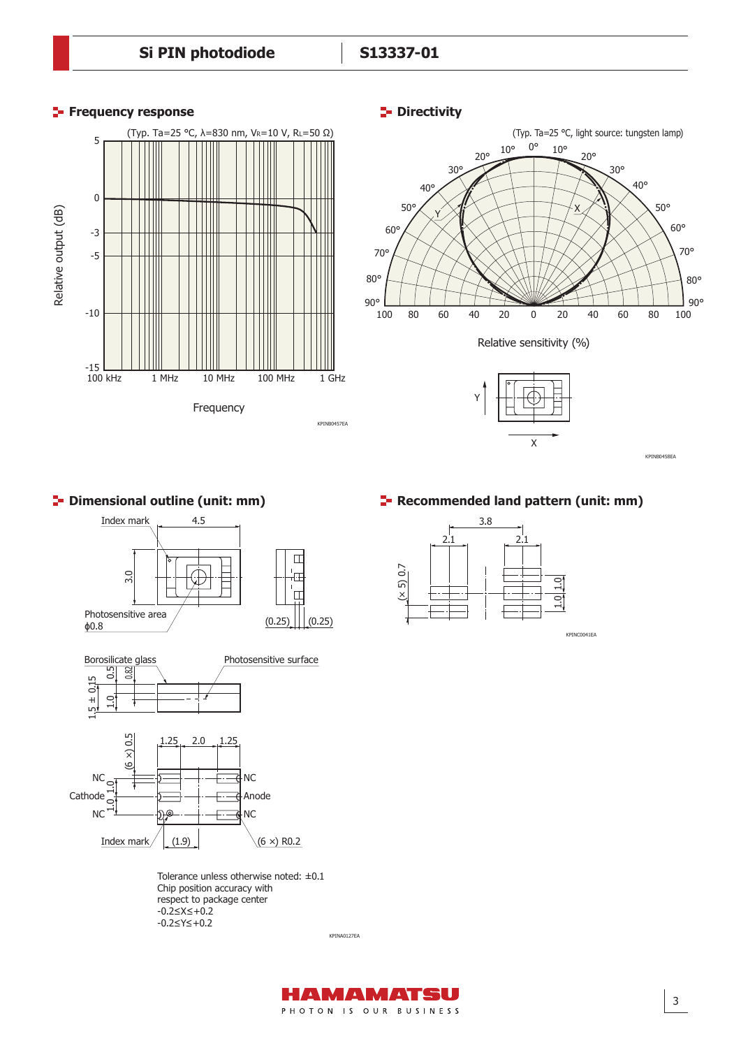## Frequency response

(Typ. Ta=25 °C, λ=830 nm, $V_R$=10 V, $R_L$=50 Ω)

Relative output (dB)

5, 0, -3, -5, -10, -15

100 kHz, 1 MHz, 10 MHz, 100 MHz, 1 GHz

Frequency

KPINB0457EA

## Directivity

(Typ. Ta=25 °C, light source: tungsten lamp)

Relative sensitivity (%)

KPINB0458EA

## Dimensional outline (unit: mm)

Index mark

4.5

3.0

Photosensitive area
ϕ0.8

(0.25) (0.25)

Borosilicate glass

Photosensitive surface

1.5 ± 0.15

0.5

0.82

1.0

1.25 2.0 1.25

(6 ×) 0.5

NC — NC
Cathode — Anode
NC — NC

1.0
1.0

Index mark (1.9) (6 ×) R0.2

Tolerance unless otherwise noted: ±0.1
Chip position accuracy with respect to package center
-0.2≤X≤+0.2
-0.2≤Y≤+0.2

KPINA0127EA

## Recommended land pattern (unit: mm)

3.8

2.1 2.1

(× 5) 0.7

1.0
1.0

KPINC0041EA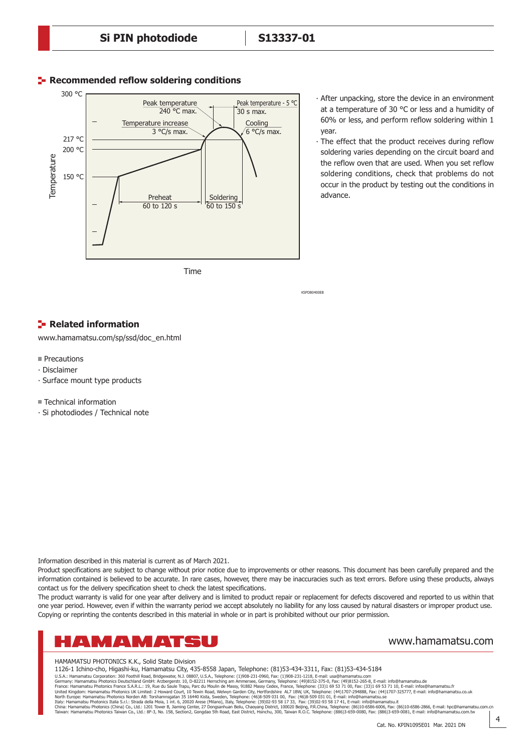## Recommended reflow soldering conditions

300 °C
Peak temperature
240 °C max.
Peak temperature - 5 °C
30 s max.
Temperature increase
3 °C/s max.
Cooling
6 °C/s max.
217 °C
200 °C
150 °C
Temperature
Preheat
60 to 120 s
Soldering
60 to 150 s
Time

KSPDB0400EB

- After unpacking, store the device in an environment at a temperature of 30 °C or less and a humidity of 60% or less, and perform reflow soldering within 1 year.
- The effect that the product receives during reflow soldering varies depending on the circuit board and the reflow oven that are used. When you set reflow soldering conditions, check that problems do not occur in the product by testing out the conditions in advance.

## Related information

www.hamamatsu.com/sp/ssd/doc_en.html

■ Precautions
- Disclaimer
- Surface mount type products

■ Technical information
- Si photodiodes / Technical note

Information described in this material is current as of March 2021.

Product specifications are subject to change without prior notice due to improvements or other reasons. This document has been carefully prepared and the information contained is believed to be accurate. In rare cases, however, there may be inaccuracies such as text errors. Before using these products, always contact us for the delivery specification sheet to check the latest specifications.

The product warranty is valid for one year after delivery and is limited to product repair or replacement for defects discovered and reported to us within that one year period. However, even if within the warranty period we accept absolutely no liability for any loss caused by natural disasters or improper product use. Copying or reprinting the contents described in this material in whole or in part is prohibited without our prior permission.

**HAMAMATSU**

www.hamamatsu.com

HAMAMATSU PHOTONICS K.K., Solid State Division
1126-1 Ichino-cho, Higashi-ku, Hamamatsu City, 435-8558 Japan, Telephone: (81)53-434-3311, Fax: (81)53-434-5184
U.S.A.: Hamamatsu Corporation: 360 Foothill Road, Bridgewater, N.J. 08807, U.S.A., Telephone: (1)908-231-0960, Fax: (1)908-231-1218, E-mail: usa@hamamatsu.com
Germany: Hamamatsu Photonics Deutschland GmbH: Arzbergerstr. 10, D-82211 Herrsching am Ammersee, Germany, Telephone: (49)8152-375-0, Fax: (49)8152-265-8, E-mail: info@hamamatsu.de
France: Hamamatsu Photonics France S.A.R.L.: 19, Rue du Saule Trapu, Parc du Moulin de Massy, 91882 Massy Cedex, France, Telephone: (33)1 69 53 71 00, Fax: (33)1 69 53 71 10, E-mail: infos@hamamatsu.fr
United Kingdom: Hamamatsu Photonics UK Limited: 2 Howard Court, 10 Tewin Road, Welwyn Garden City, Hertfordshire AL7 1BW, UK, Telephone: (44)1707-294888, Fax: (44)1707-325777, E-mail: info@hamamatsu.co.uk
North Europe: Hamamatsu Photonics Norden AB: Torshamnsgatan 35 16440 Kista, Sweden, Telephone: (46)8-509 031 00, Fax: (46)8-509 031 01, E-mail: info@hamamatsu.se
Italy: Hamamatsu Photonics Italia S.r.l.: Strada della Moia, 1 int. 6, 20020 Arese (Milano), Italy, Telephone: (39)02-93 58 17 33, Fax: (39)02-93 58 17 41, E-mail: info@hamamatsu.it
China: Hamamatsu Photonics (China) Co., Ltd.: 1201 Tower B, Jiaming Center, 27 Dongsanhuan Beilu, Chaoyang District, 100020 Beijing, P.R.China, Telephone: (86)10-6586-6006, Fax: (86)10-6586-2866, E-mail: hpc@hamamatsu.com.cn
Taiwan: Hamamatsu Photonics Taiwan Co., Ltd.: 8F-3, No. 158, Section2, Gongdao 5th Road, East District, Hsinchu, 300, Taiwan R.O.C. Telephone: (886)3-659-0080, Fax: (886)3-659-0081, E-mail: info@hamamatsu.com.tw

Cat. No. KPIN1095E01 Mar. 2021 DN